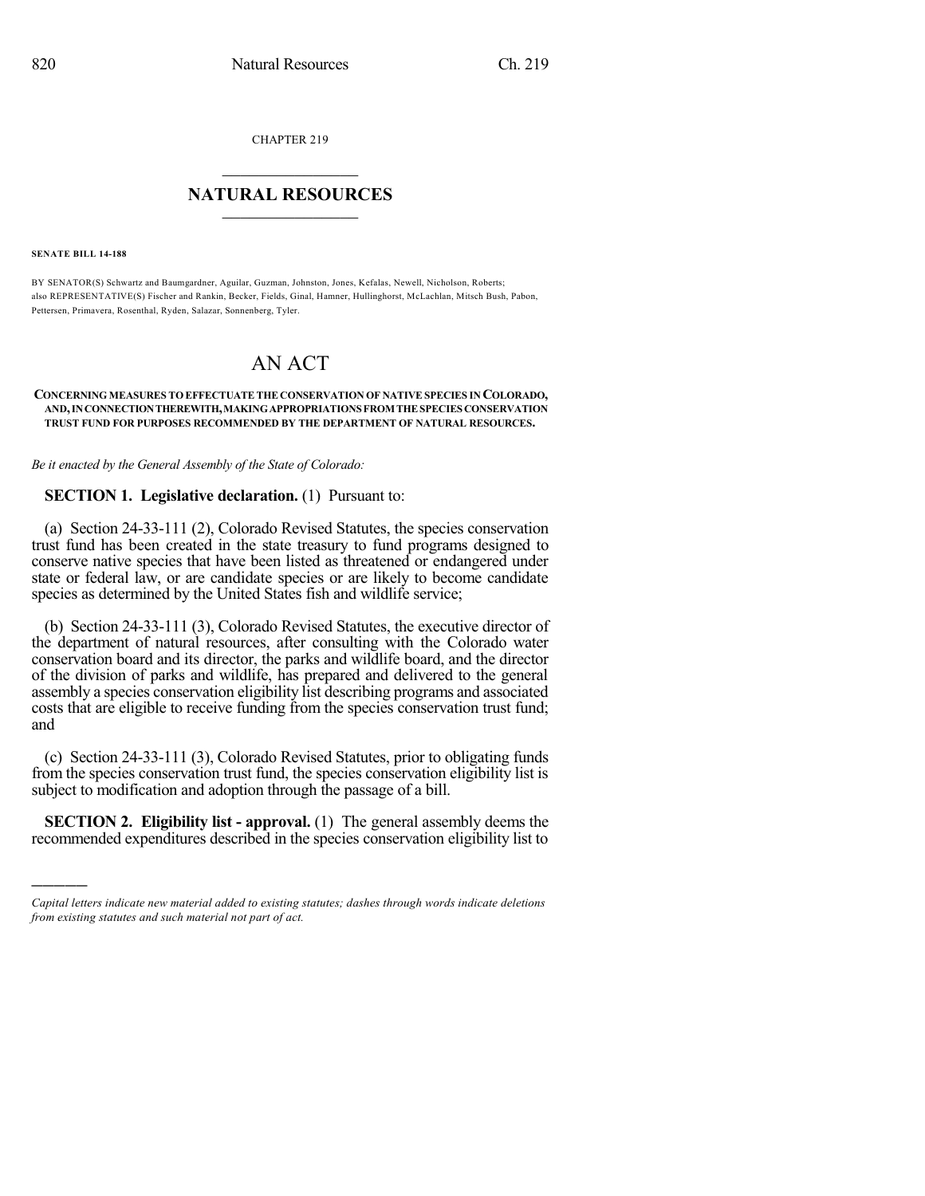CHAPTER 219

# NATURAL RESOURCES

**SENATE BILL 14-188**

BY SENATOR(S) Schwartz and Baumgardner, Aguilar, Guzman, Johnston, Jones, Kefalas, Newell, Nicholson, Roberts; also REPRESENTATIVE(S) Fischer and Rankin, Becker, Fields, Ginal, Hamner, Hullinghorst, McLachlan, Mitsch Bush, Pabon, Pettersen, Primavera, Rosenthal, Ryden, Salazar, Sonnenberg, Tyler.

# AN ACT

**CONCERNING MEASURES TO EFFECTUATE THE CONSERVATION OF NATIVE SPECIES IN COLORADO, AND, IN CONNECTION THEREWITH, MAKING APPROPRIATIONS FROM THE SPECIES CONSERVATION TRUST FUND FOR PURPOSES RECOMMENDED BY THE DEPARTMENT OF NATURAL RESOURCES.**

*Be it enacted by the General Assembly of the State of Colorado:*

**SECTION 1. Legislative declaration.** (1) Pursuant to:

(a) Section 24-33-111 (2), Colorado Revised Statutes, the species conservation trust fund has been created in the state treasury to fund programs designed to conserve native species that have been listed as threatened or endangered under state or federal law, or are candidate species or are likely to become candidate species as determined by the United States fish and wildlife service;

(b) Section 24-33-111 (3), Colorado Revised Statutes, the executive director of the department of natural resources, after consulting with the Colorado water conservation board and its director, the parks and wildlife board, and the director of the division of parks and wildlife, has prepared and delivered to the general assembly a species conservation eligibility list describing programs and associated costs that are eligible to receive funding from the species conservation trust fund; and

(c) Section 24-33-111 (3), Colorado Revised Statutes, prior to obligating funds from the species conservation trust fund, the species conservation eligibility list is subject to modification and adoption through the passage of a bill.

**SECTION 2. Eligibility list - approval.** (1) The general assembly deems the recommended expenditures described in the species conservation eligibility list to

---

*Capital letters indicate new material added to existing statutes; dashes through words indicate deletions from existing statutes and such material not part of act.*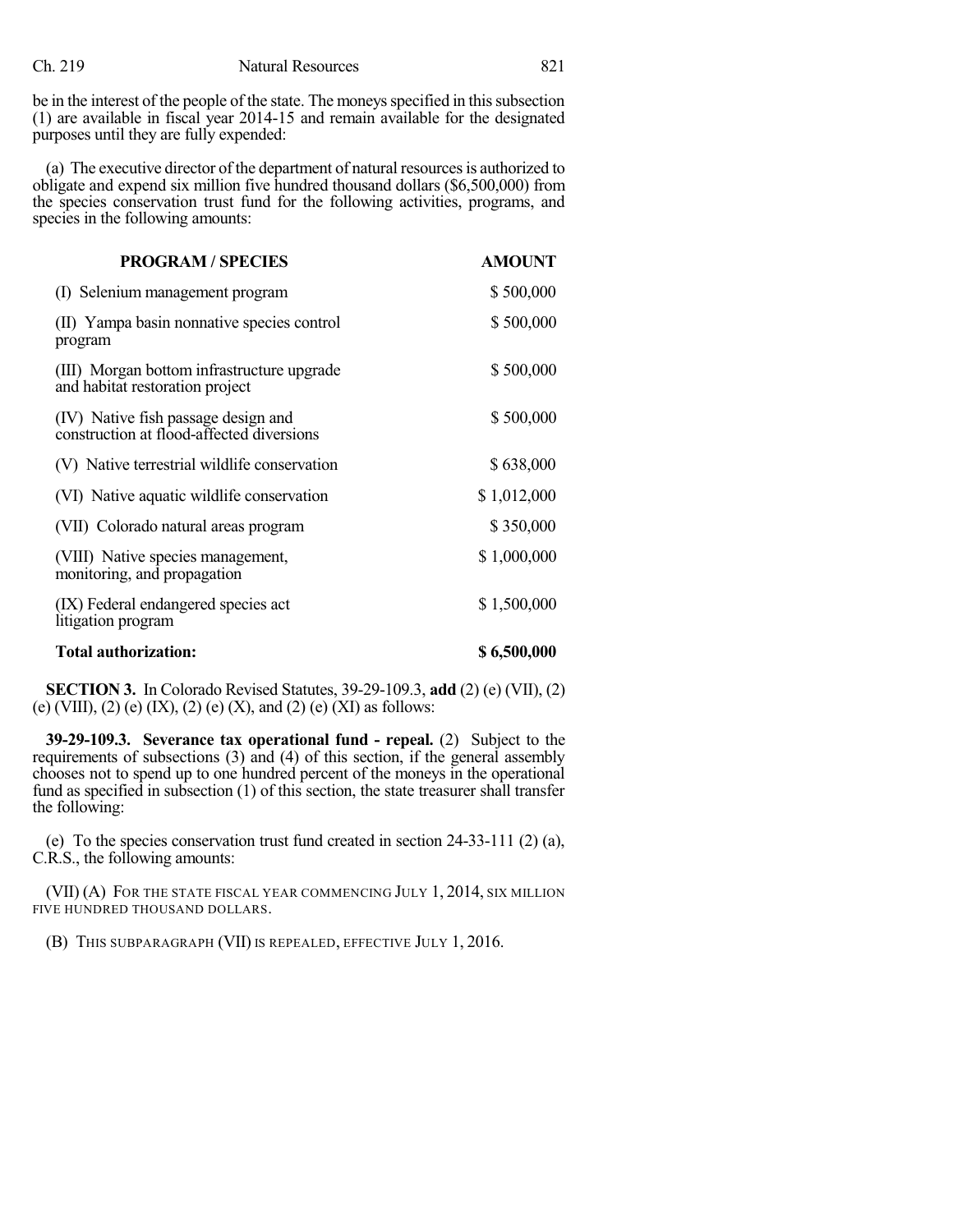be in the interest of the people of the state. The moneys specified in this subsection (1) are available in fiscal year 2014-15 and remain available for the designated purposes until they are fully expended:

(a) The executive director of the department of natural resources is authorized to obligate and expend six million five hundred thousand dollars ($6,500,000) from the species conservation trust fund for the following activities, programs, and species in the following amounts:

| PROGRAM / SPECIES | AMOUNT |
|---|---|
| (I) Selenium management program | $ 500,000 |
| (II) Yampa basin nonnative species control program | $ 500,000 |
| (III) Morgan bottom infrastructure upgrade and habitat restoration project | $ 500,000 |
| (IV) Native fish passage design and construction at flood-affected diversions | $ 500,000 |
| (V) Native terrestrial wildlife conservation | $ 638,000 |
| (VI) Native aquatic wildlife conservation | $ 1,012,000 |
| (VII) Colorado natural areas program | $ 350,000 |
| (VIII) Native species management, monitoring, and propagation | $ 1,000,000 |
| (IX) Federal endangered species act litigation program | $ 1,500,000 |
| **Total authorization:** | **$ 6,500,000** |

**SECTION 3.** In Colorado Revised Statutes, 39-29-109.3, **add** (2) (e) (VII), (2) (e) (VIII), (2) (e) (IX), (2) (e) (X), and (2) (e) (XI) as follows:

**39-29-109.3. Severance tax operational fund - repeal.** (2) Subject to the requirements of subsections (3) and (4) of this section, if the general assembly chooses not to spend up to one hundred percent of the moneys in the operational fund as specified in subsection (1) of this section, the state treasurer shall transfer the following:

(e) To the species conservation trust fund created in section 24-33-111 (2) (a), C.R.S., the following amounts:

(VII) (A) FOR THE STATE FISCAL YEAR COMMENCING JULY 1, 2014, SIX MILLION FIVE HUNDRED THOUSAND DOLLARS.

(B) THIS SUBPARAGRAPH (VII) IS REPEALED, EFFECTIVE JULY 1, 2016.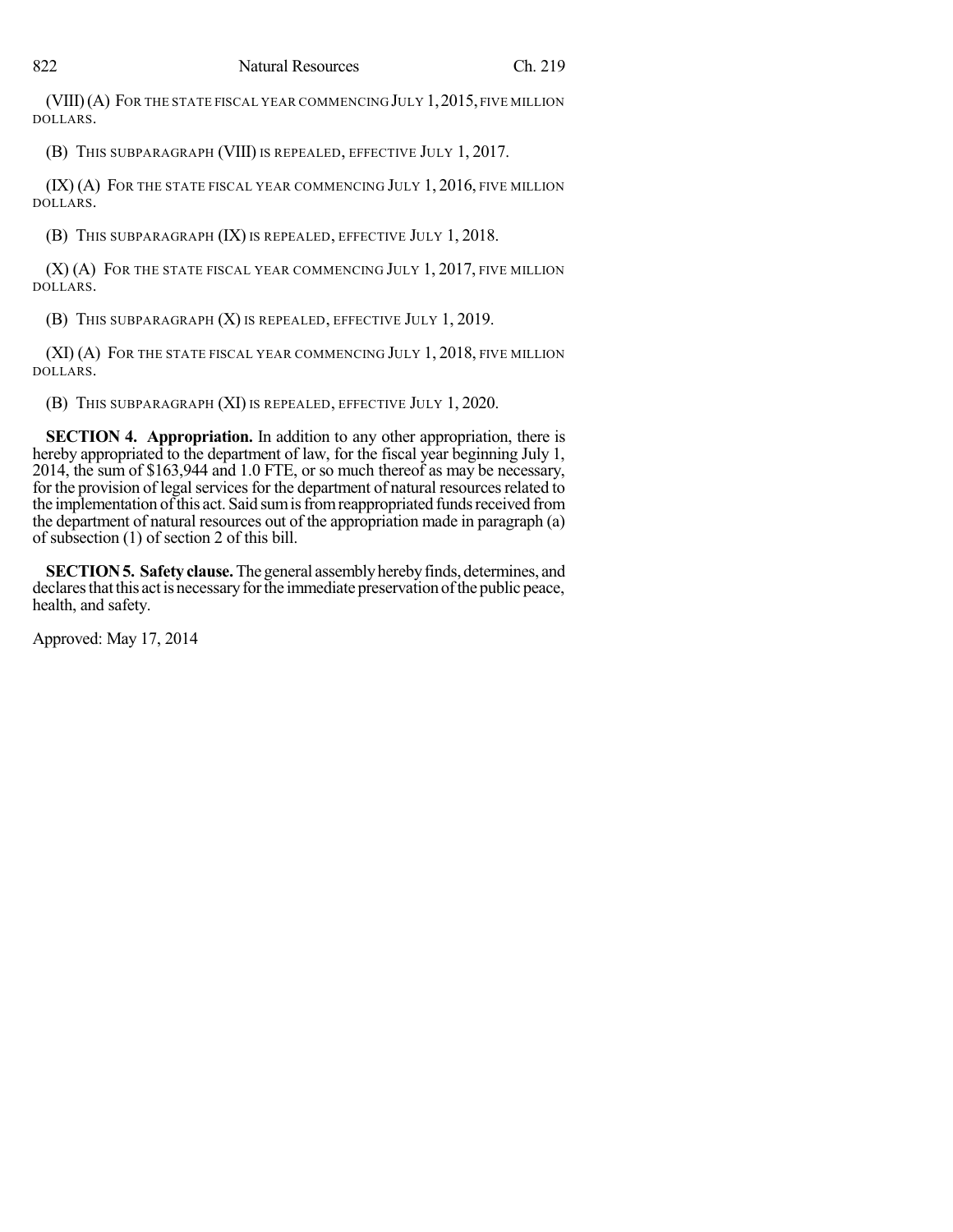(VIII) (A) FOR THE STATE FISCAL YEAR COMMENCING JULY 1, 2015, FIVE MILLION DOLLARS.

(B) THIS SUBPARAGRAPH (VIII) IS REPEALED, EFFECTIVE JULY 1, 2017.

(IX) (A) FOR THE STATE FISCAL YEAR COMMENCING JULY 1, 2016, FIVE MILLION DOLLARS.

(B) THIS SUBPARAGRAPH (IX) IS REPEALED, EFFECTIVE JULY 1, 2018.

(X) (A) FOR THE STATE FISCAL YEAR COMMENCING JULY 1, 2017, FIVE MILLION DOLLARS.

(B) THIS SUBPARAGRAPH (X) IS REPEALED, EFFECTIVE JULY 1, 2019.

(XI) (A) FOR THE STATE FISCAL YEAR COMMENCING JULY 1, 2018, FIVE MILLION DOLLARS.

(B) THIS SUBPARAGRAPH (XI) IS REPEALED, EFFECTIVE JULY 1, 2020.

**SECTION 4. Appropriation.** In addition to any other appropriation, there is hereby appropriated to the department of law, for the fiscal year beginning July 1, 2014, the sum of $163,944 and 1.0 FTE, or so much thereof as may be necessary, for the provision of legal services for the department of natural resources related to the implementation of this act. Said sum is from reappropriated funds received from the department of natural resources out of the appropriation made in paragraph (a) of subsection (1) of section 2 of this bill.

**SECTION 5. Safety clause.** The general assembly hereby finds, determines, and declares that this act is necessary for the immediate preservation of the public peace, health, and safety.

Approved: May 17, 2014